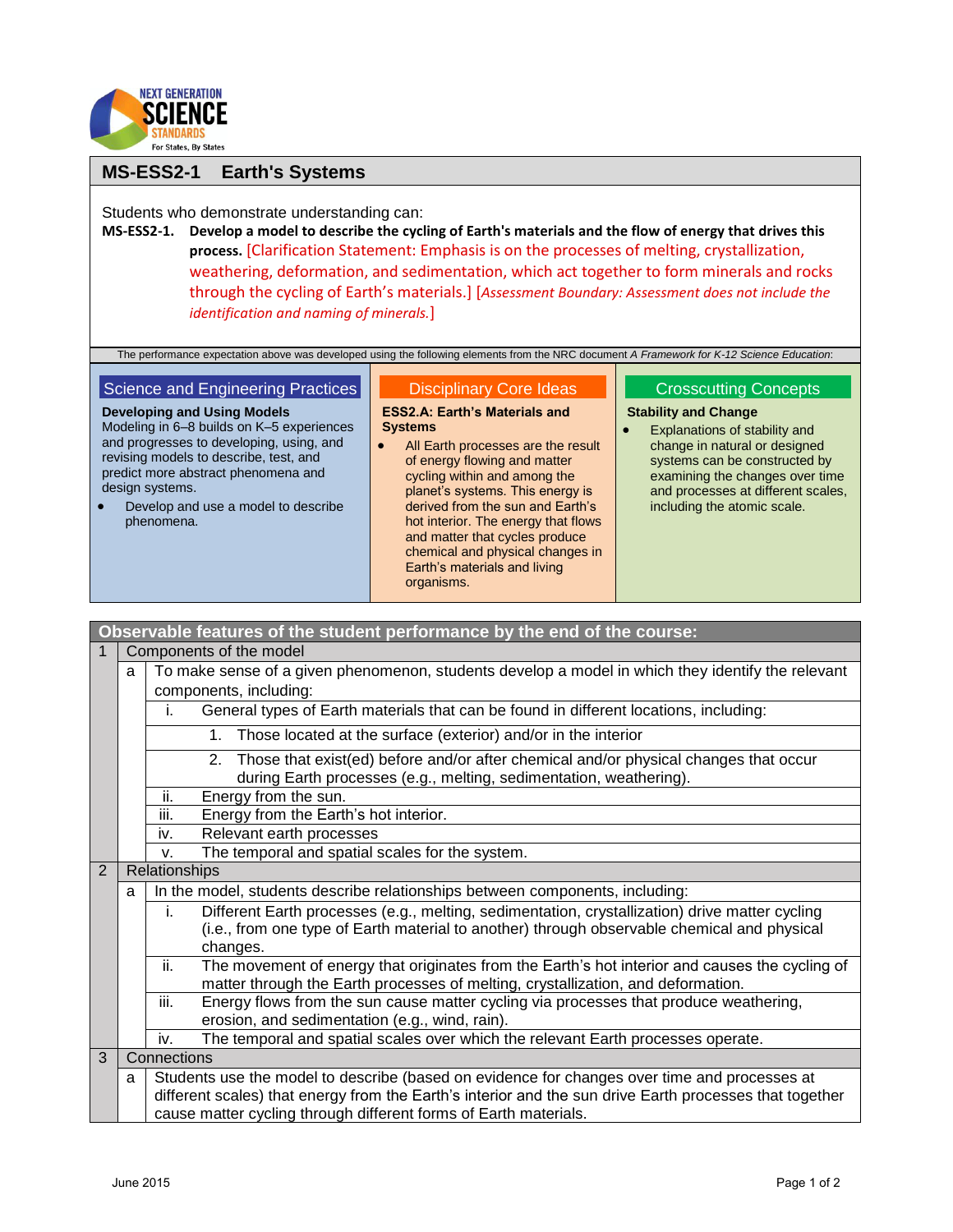## MS-ESS2-1 Earth's Systems

Students who demonstrate understanding can:

**MS-ESS2-1. Develop a model to describe the cycling of Earth's materials and the flow of energy that drives this process.** [Clarification Statement: Emphasis is on the processes of melting, crystallization, weathering, deformation, and sedimentation, which act together to form minerals and rocks through the cycling of Earth's materials.] [*Assessment Boundary: Assessment does not include the identification and naming of minerals.*]

The performance expectation above was developed using the following elements from the NRC document *A Framework for K-12 Science Education*:

### Science and Engineering Practices

**Developing and Using Models**

Modeling in 6–8 builds on K–5 experiences and progresses to developing, using, and revising models to describe, test, and predict more abstract phenomena and design systems.

- Develop and use a model to describe phenomena.

### Disciplinary Core Ideas

**ESS2.A: Earth's Materials and Systems**

- All Earth processes are the result of energy flowing and matter cycling within and among the planet's systems. This energy is derived from the sun and Earth's hot interior. The energy that flows and matter that cycles produce chemical and physical changes in Earth's materials and living organisms.

### Crosscutting Concepts

**Stability and Change**

- Explanations of stability and change in natural or designed systems can be constructed by examining the changes over time and processes at different scales, including the atomic scale.

## Observable features of the student performance by the end of the course:

1. Components of the model
   a. To make sense of a given phenomenon, students develop a model in which they identify the relevant components, including:
      i. General types of Earth materials that can be found in different locations, including:
         1. Those located at the surface (exterior) and/or in the interior
         2. Those that exist(ed) before and/or after chemical and/or physical changes that occur during Earth processes (e.g., melting, sedimentation, weathering).
      ii. Energy from the sun.
      iii. Energy from the Earth's hot interior.
      iv. Relevant earth processes
      v. The temporal and spatial scales for the system.
2. Relationships
   a. In the model, students describe relationships between components, including:
      i. Different Earth processes (e.g., melting, sedimentation, crystallization) drive matter cycling (i.e., from one type of Earth material to another) through observable chemical and physical changes.
      ii. The movement of energy that originates from the Earth's hot interior and causes the cycling of matter through the Earth processes of melting, crystallization, and deformation.
      iii. Energy flows from the sun cause matter cycling via processes that produce weathering, erosion, and sedimentation (e.g., wind, rain).
      iv. The temporal and spatial scales over which the relevant Earth processes operate.
3. Connections
   a. Students use the model to describe (based on evidence for changes over time and processes at different scales) that energy from the Earth's interior and the sun drive Earth processes that together cause matter cycling through different forms of Earth materials.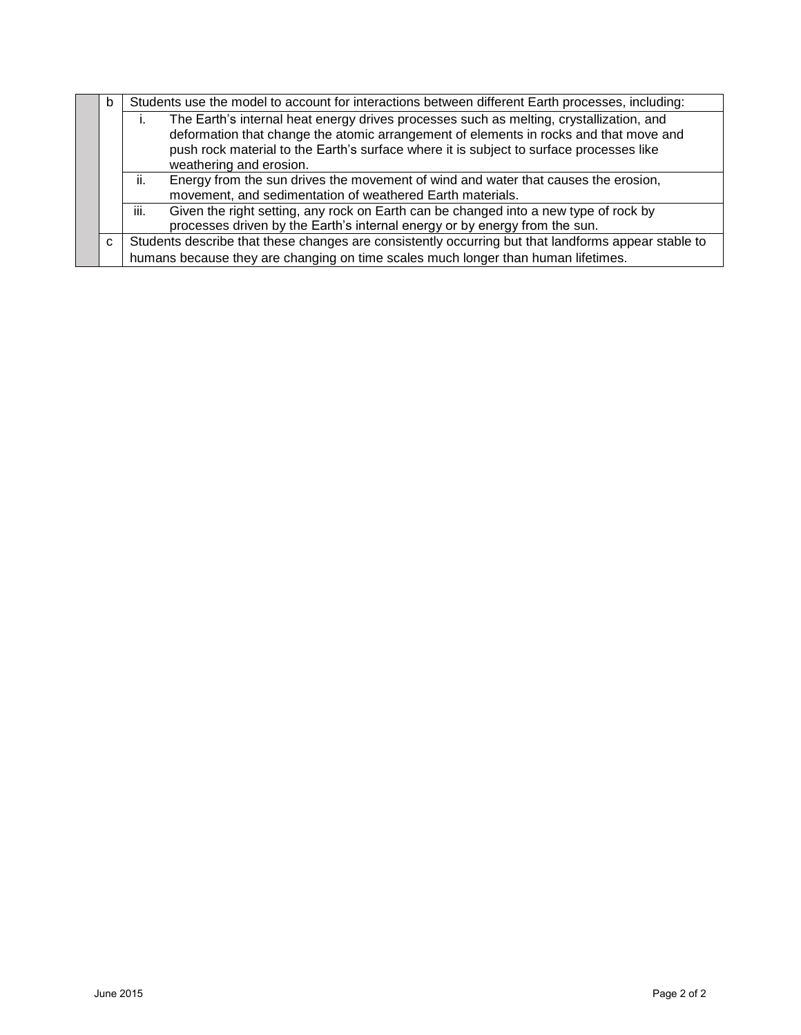| | | | |
|---|---|---|---|
| | b | Students use the model to account for interactions between different Earth processes, including: | |
| | | i. | The Earth's internal heat energy drives processes such as melting, crystallization, and deformation that change the atomic arrangement of elements in rocks and that move and push rock material to the Earth's surface where it is subject to surface processes like weathering and erosion. |
| | | ii. | Energy from the sun drives the movement of wind and water that causes the erosion, movement, and sedimentation of weathered Earth materials. |
| | | iii. | Given the right setting, any rock on Earth can be changed into a new type of rock by processes driven by the Earth's internal energy or by energy from the sun. |
| | c | Students describe that these changes are consistently occurring but that landforms appear stable to humans because they are changing on time scales much longer than human lifetimes. | |

June 2015